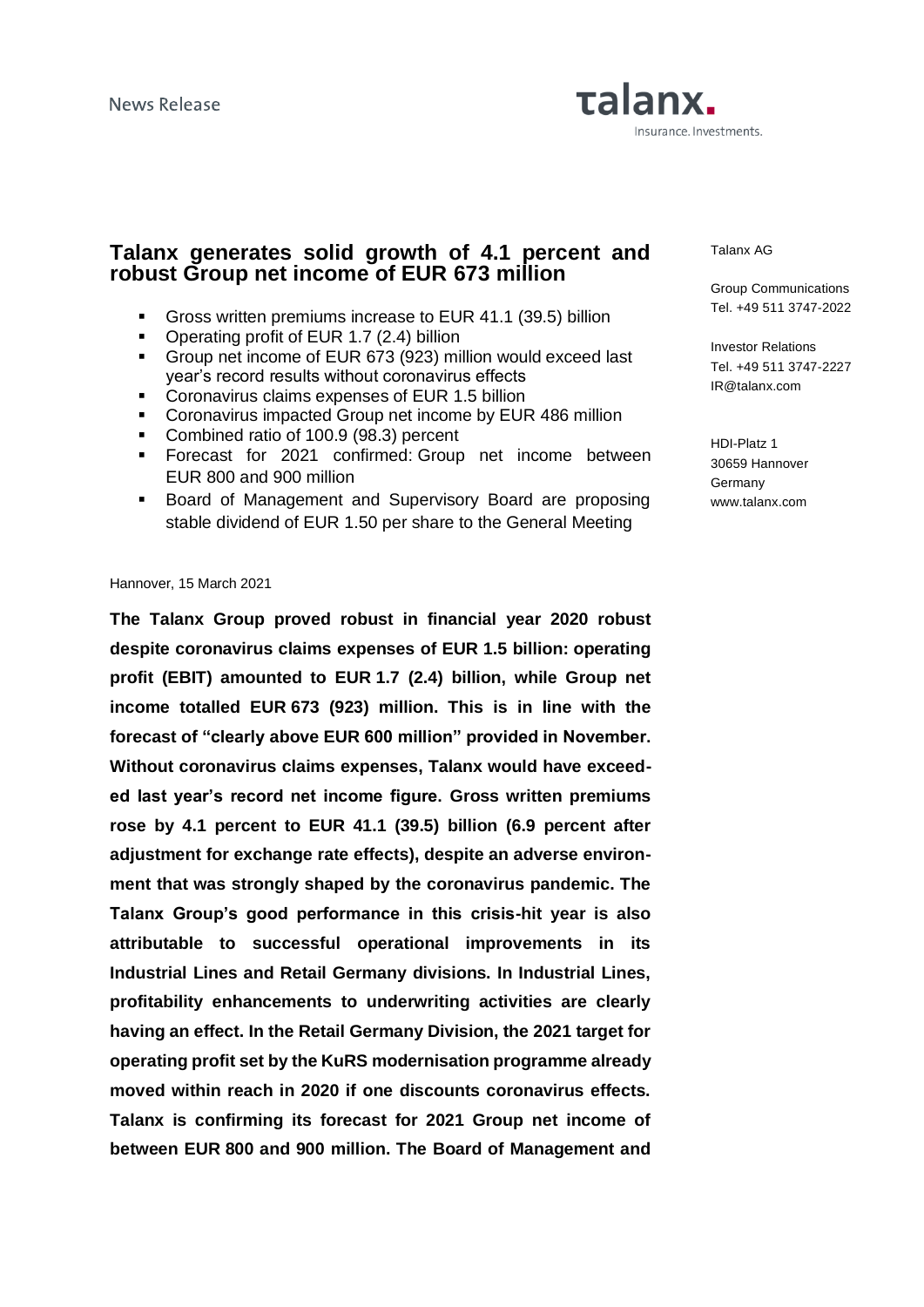News Release

talanx.
Insurance. Investments.

Talanx AG

Group Communications
Tel. +49 511 3747-2022

Investor Relations
Tel. +49 511 3747-2227
IR@talanx.com

HDI-Platz 1
30659 Hannover
Germany
www.talanx.com

# Talanx generates solid growth of 4.1 percent and robust Group net income of EUR 673 million

- Gross written premiums increase to EUR 41.1 (39.5) billion
- Operating profit of EUR 1.7 (2.4) billion
- Group net income of EUR 673 (923) million would exceed last year's record results without coronavirus effects
- Coronavirus claims expenses of EUR 1.5 billion
- Coronavirus impacted Group net income by EUR 486 million
- Combined ratio of 100.9 (98.3) percent
- Forecast for 2021 confirmed: Group net income between EUR 800 and 900 million
- Board of Management and Supervisory Board are proposing stable dividend of EUR 1.50 per share to the General Meeting

Hannover, 15 March 2021

**The Talanx Group proved robust in financial year 2020 robust despite coronavirus claims expenses of EUR 1.5 billion: operating profit (EBIT) amounted to EUR 1.7 (2.4) billion, while Group net income totalled EUR 673 (923) million. This is in line with the forecast of "clearly above EUR 600 million" provided in November. Without coronavirus claims expenses, Talanx would have exceeded last year's record net income figure. Gross written premiums rose by 4.1 percent to EUR 41.1 (39.5) billion (6.9 percent after adjustment for exchange rate effects), despite an adverse environment that was strongly shaped by the coronavirus pandemic. The Talanx Group's good performance in this crisis-hit year is also attributable to successful operational improvements in its Industrial Lines and Retail Germany divisions. In Industrial Lines, profitability enhancements to underwriting activities are clearly having an effect. In the Retail Germany Division, the 2021 target for operating profit set by the KuRS modernisation programme already moved within reach in 2020 if one discounts coronavirus effects. Talanx is confirming its forecast for 2021 Group net income of between EUR 800 and 900 million. The Board of Management and**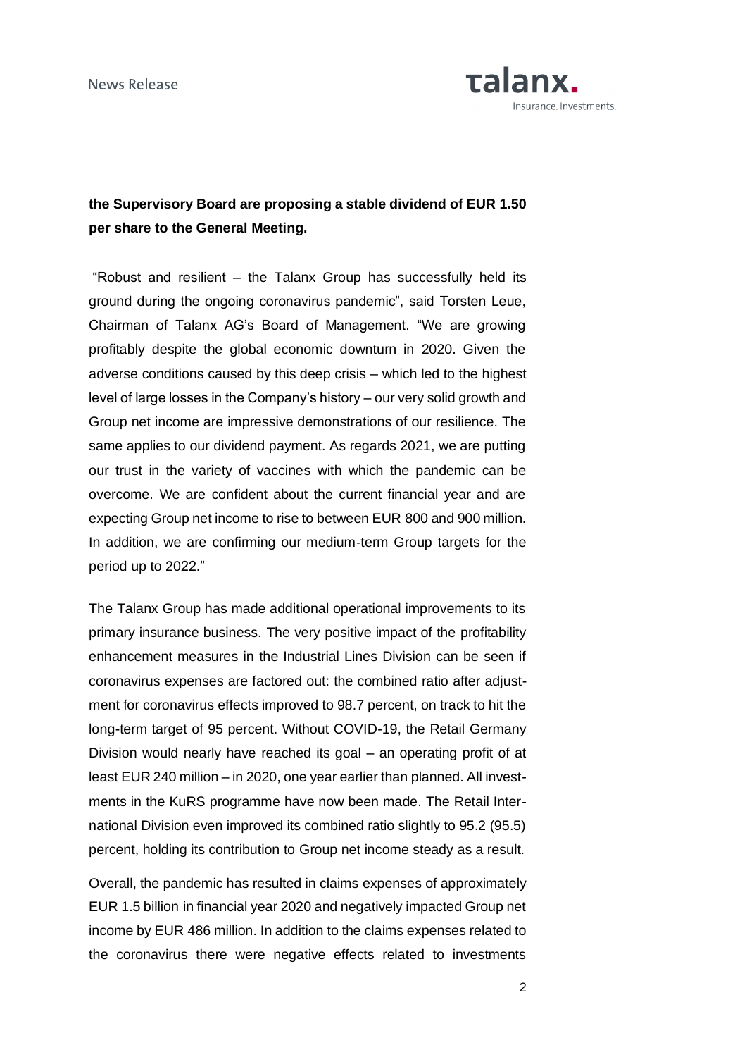**the Supervisory Board are proposing a stable dividend of EUR 1.50 per share to the General Meeting.**

"Robust and resilient – the Talanx Group has successfully held its ground during the ongoing coronavirus pandemic", said Torsten Leue, Chairman of Talanx AG's Board of Management. "We are growing profitably despite the global economic downturn in 2020. Given the adverse conditions caused by this deep crisis – which led to the highest level of large losses in the Company's history – our very solid growth and Group net income are impressive demonstrations of our resilience. The same applies to our dividend payment. As regards 2021, we are putting our trust in the variety of vaccines with which the pandemic can be overcome. We are confident about the current financial year and are expecting Group net income to rise to between EUR 800 and 900 million. In addition, we are confirming our medium-term Group targets for the period up to 2022."

The Talanx Group has made additional operational improvements to its primary insurance business. The very positive impact of the profitability enhancement measures in the Industrial Lines Division can be seen if coronavirus expenses are factored out: the combined ratio after adjustment for coronavirus effects improved to 98.7 percent, on track to hit the long-term target of 95 percent. Without COVID-19, the Retail Germany Division would nearly have reached its goal – an operating profit of at least EUR 240 million – in 2020, one year earlier than planned. All investments in the KuRS programme have now been made. The Retail International Division even improved its combined ratio slightly to 95.2 (95.5) percent, holding its contribution to Group net income steady as a result.

Overall, the pandemic has resulted in claims expenses of approximately EUR 1.5 billion in financial year 2020 and negatively impacted Group net income by EUR 486 million. In addition to the claims expenses related to the coronavirus there were negative effects related to investments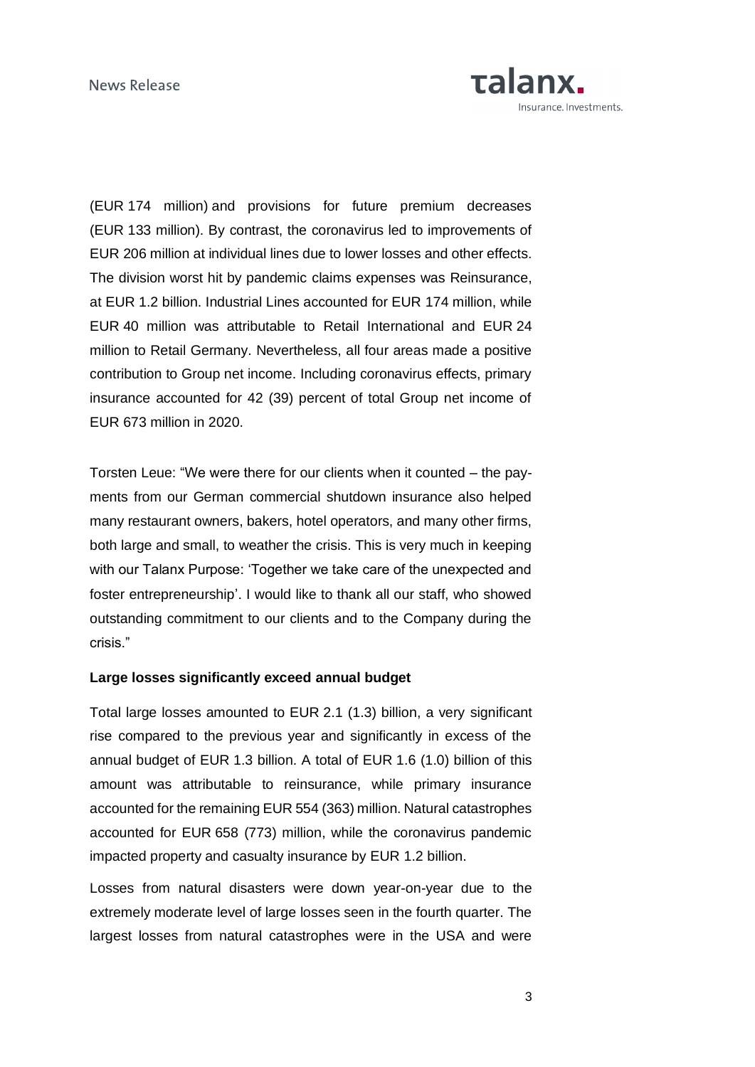(EUR 174 million) and provisions for future premium decreases (EUR 133 million). By contrast, the coronavirus led to improvements of EUR 206 million at individual lines due to lower losses and other effects. The division worst hit by pandemic claims expenses was Reinsurance, at EUR 1.2 billion. Industrial Lines accounted for EUR 174 million, while EUR 40 million was attributable to Retail International and EUR 24 million to Retail Germany. Nevertheless, all four areas made a positive contribution to Group net income. Including coronavirus effects, primary insurance accounted for 42 (39) percent of total Group net income of EUR 673 million in 2020.

Torsten Leue: "We were there for our clients when it counted – the payments from our German commercial shutdown insurance also helped many restaurant owners, bakers, hotel operators, and many other firms, both large and small, to weather the crisis. This is very much in keeping with our Talanx Purpose: 'Together we take care of the unexpected and foster entrepreneurship'. I would like to thank all our staff, who showed outstanding commitment to our clients and to the Company during the crisis."

**Large losses significantly exceed annual budget**

Total large losses amounted to EUR 2.1 (1.3) billion, a very significant rise compared to the previous year and significantly in excess of the annual budget of EUR 1.3 billion. A total of EUR 1.6 (1.0) billion of this amount was attributable to reinsurance, while primary insurance accounted for the remaining EUR 554 (363) million. Natural catastrophes accounted for EUR 658 (773) million, while the coronavirus pandemic impacted property and casualty insurance by EUR 1.2 billion.

Losses from natural disasters were down year-on-year due to the extremely moderate level of large losses seen in the fourth quarter. The largest losses from natural catastrophes were in the USA and were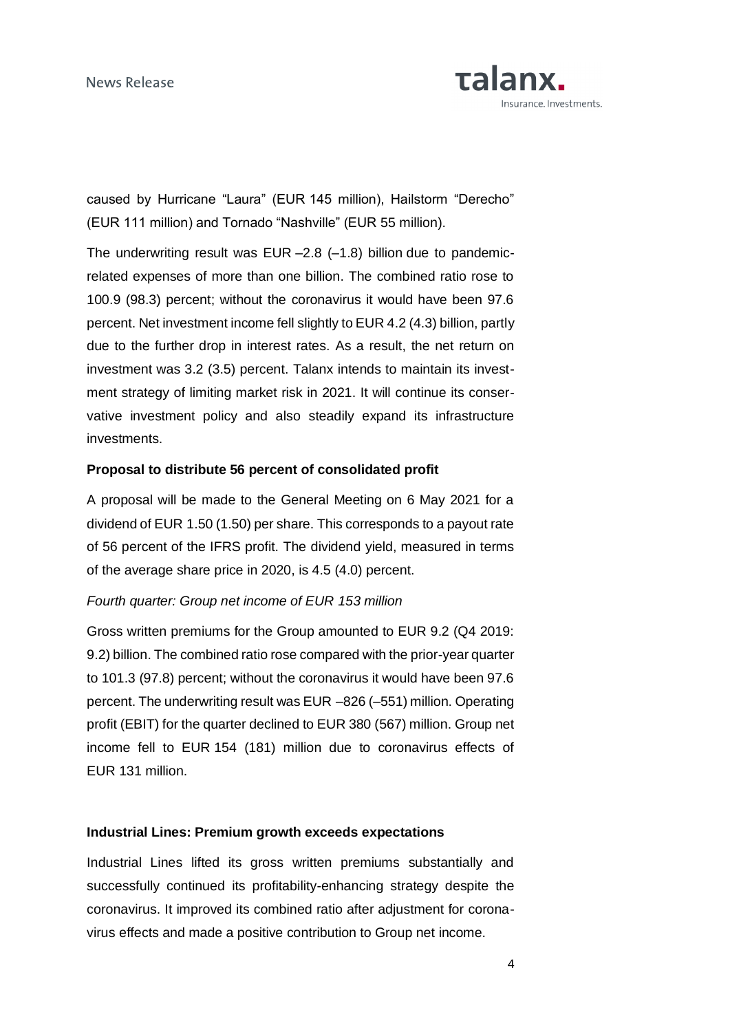caused by Hurricane "Laura" (EUR 145 million), Hailstorm "Derecho" (EUR 111 million) and Tornado "Nashville" (EUR 55 million).

The underwriting result was EUR –2.8 (–1.8) billion due to pandemic-related expenses of more than one billion. The combined ratio rose to 100.9 (98.3) percent; without the coronavirus it would have been 97.6 percent. Net investment income fell slightly to EUR 4.2 (4.3) billion, partly due to the further drop in interest rates. As a result, the net return on investment was 3.2 (3.5) percent. Talanx intends to maintain its investment strategy of limiting market risk in 2021. It will continue its conservative investment policy and also steadily expand its infrastructure investments.

**Proposal to distribute 56 percent of consolidated profit**

A proposal will be made to the General Meeting on 6 May 2021 for a dividend of EUR 1.50 (1.50) per share. This corresponds to a payout rate of 56 percent of the IFRS profit. The dividend yield, measured in terms of the average share price in 2020, is 4.5 (4.0) percent.

*Fourth quarter: Group net income of EUR 153 million*

Gross written premiums for the Group amounted to EUR 9.2 (Q4 2019: 9.2) billion. The combined ratio rose compared with the prior-year quarter to 101.3 (97.8) percent; without the coronavirus it would have been 97.6 percent. The underwriting result was EUR –826 (–551) million. Operating profit (EBIT) for the quarter declined to EUR 380 (567) million. Group net income fell to EUR 154 (181) million due to coronavirus effects of EUR 131 million.

**Industrial Lines: Premium growth exceeds expectations**

Industrial Lines lifted its gross written premiums substantially and successfully continued its profitability-enhancing strategy despite the coronavirus. It improved its combined ratio after adjustment for coronavirus effects and made a positive contribution to Group net income.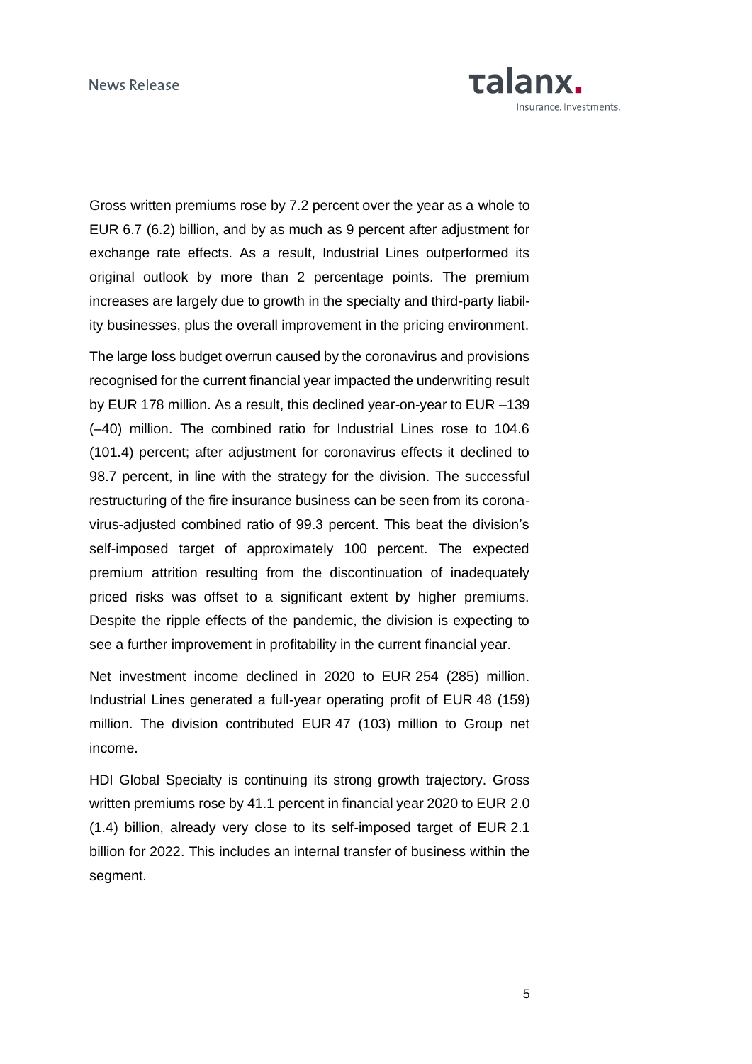Gross written premiums rose by 7.2 percent over the year as a whole to EUR 6.7 (6.2) billion, and by as much as 9 percent after adjustment for exchange rate effects. As a result, Industrial Lines outperformed its original outlook by more than 2 percentage points. The premium increases are largely due to growth in the specialty and third-party liability businesses, plus the overall improvement in the pricing environment.

The large loss budget overrun caused by the coronavirus and provisions recognised for the current financial year impacted the underwriting result by EUR 178 million. As a result, this declined year-on-year to EUR –139 (–40) million. The combined ratio for Industrial Lines rose to 104.6 (101.4) percent; after adjustment for coronavirus effects it declined to 98.7 percent, in line with the strategy for the division. The successful restructuring of the fire insurance business can be seen from its coronavirus-adjusted combined ratio of 99.3 percent. This beat the division's self-imposed target of approximately 100 percent. The expected premium attrition resulting from the discontinuation of inadequately priced risks was offset to a significant extent by higher premiums. Despite the ripple effects of the pandemic, the division is expecting to see a further improvement in profitability in the current financial year.

Net investment income declined in 2020 to EUR 254 (285) million. Industrial Lines generated a full-year operating profit of EUR 48 (159) million. The division contributed EUR 47 (103) million to Group net income.

HDI Global Specialty is continuing its strong growth trajectory. Gross written premiums rose by 41.1 percent in financial year 2020 to EUR 2.0 (1.4) billion, already very close to its self-imposed target of EUR 2.1 billion for 2022. This includes an internal transfer of business within the segment.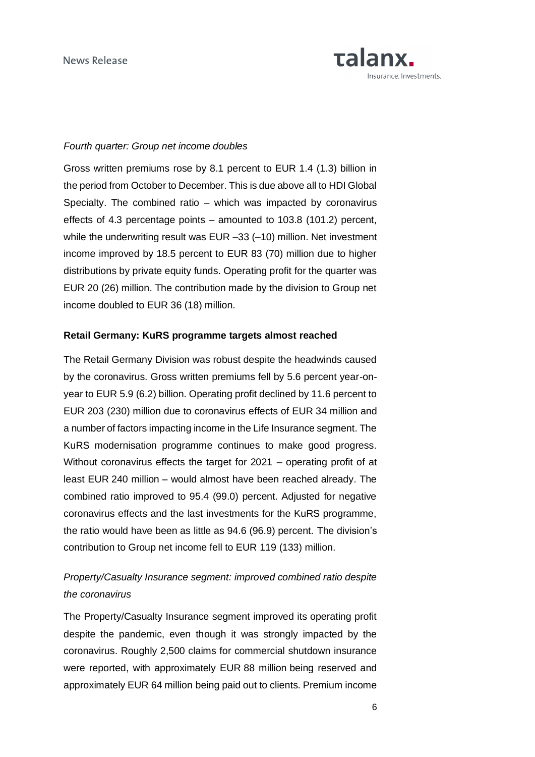*Fourth quarter: Group net income doubles*

Gross written premiums rose by 8.1 percent to EUR 1.4 (1.3) billion in the period from October to December. This is due above all to HDI Global Specialty. The combined ratio – which was impacted by coronavirus effects of 4.3 percentage points – amounted to 103.8 (101.2) percent, while the underwriting result was EUR –33 (–10) million. Net investment income improved by 18.5 percent to EUR 83 (70) million due to higher distributions by private equity funds. Operating profit for the quarter was EUR 20 (26) million. The contribution made by the division to Group net income doubled to EUR 36 (18) million.

**Retail Germany: KuRS programme targets almost reached**

The Retail Germany Division was robust despite the headwinds caused by the coronavirus. Gross written premiums fell by 5.6 percent year-on-year to EUR 5.9 (6.2) billion. Operating profit declined by 11.6 percent to EUR 203 (230) million due to coronavirus effects of EUR 34 million and a number of factors impacting income in the Life Insurance segment. The KuRS modernisation programme continues to make good progress. Without coronavirus effects the target for 2021 – operating profit of at least EUR 240 million – would almost have been reached already. The combined ratio improved to 95.4 (99.0) percent. Adjusted for negative coronavirus effects and the last investments for the KuRS programme, the ratio would have been as little as 94.6 (96.9) percent. The division's contribution to Group net income fell to EUR 119 (133) million.

*Property/Casualty Insurance segment: improved combined ratio despite the coronavirus*

The Property/Casualty Insurance segment improved its operating profit despite the pandemic, even though it was strongly impacted by the coronavirus. Roughly 2,500 claims for commercial shutdown insurance were reported, with approximately EUR 88 million being reserved and approximately EUR 64 million being paid out to clients. Premium income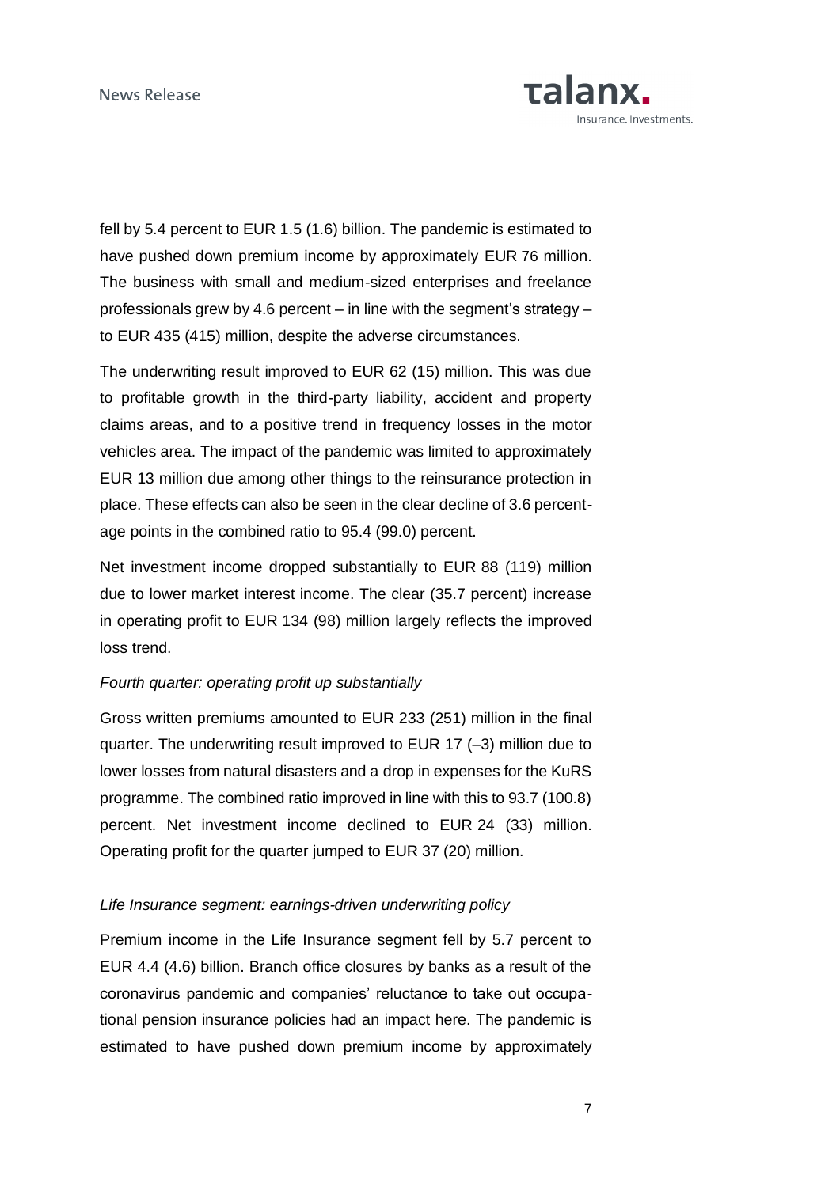fell by 5.4 percent to EUR 1.5 (1.6) billion. The pandemic is estimated to have pushed down premium income by approximately EUR 76 million. The business with small and medium-sized enterprises and freelance professionals grew by 4.6 percent – in line with the segment's strategy – to EUR 435 (415) million, despite the adverse circumstances.

The underwriting result improved to EUR 62 (15) million. This was due to profitable growth in the third-party liability, accident and property claims areas, and to a positive trend in frequency losses in the motor vehicles area. The impact of the pandemic was limited to approximately EUR 13 million due among other things to the reinsurance protection in place. These effects can also be seen in the clear decline of 3.6 percentage points in the combined ratio to 95.4 (99.0) percent.

Net investment income dropped substantially to EUR 88 (119) million due to lower market interest income. The clear (35.7 percent) increase in operating profit to EUR 134 (98) million largely reflects the improved loss trend.

*Fourth quarter: operating profit up substantially*

Gross written premiums amounted to EUR 233 (251) million in the final quarter. The underwriting result improved to EUR 17 (–3) million due to lower losses from natural disasters and a drop in expenses for the KuRS programme. The combined ratio improved in line with this to 93.7 (100.8) percent. Net investment income declined to EUR 24 (33) million. Operating profit for the quarter jumped to EUR 37 (20) million.

*Life Insurance segment: earnings-driven underwriting policy*

Premium income in the Life Insurance segment fell by 5.7 percent to EUR 4.4 (4.6) billion. Branch office closures by banks as a result of the coronavirus pandemic and companies' reluctance to take out occupational pension insurance policies had an impact here. The pandemic is estimated to have pushed down premium income by approximately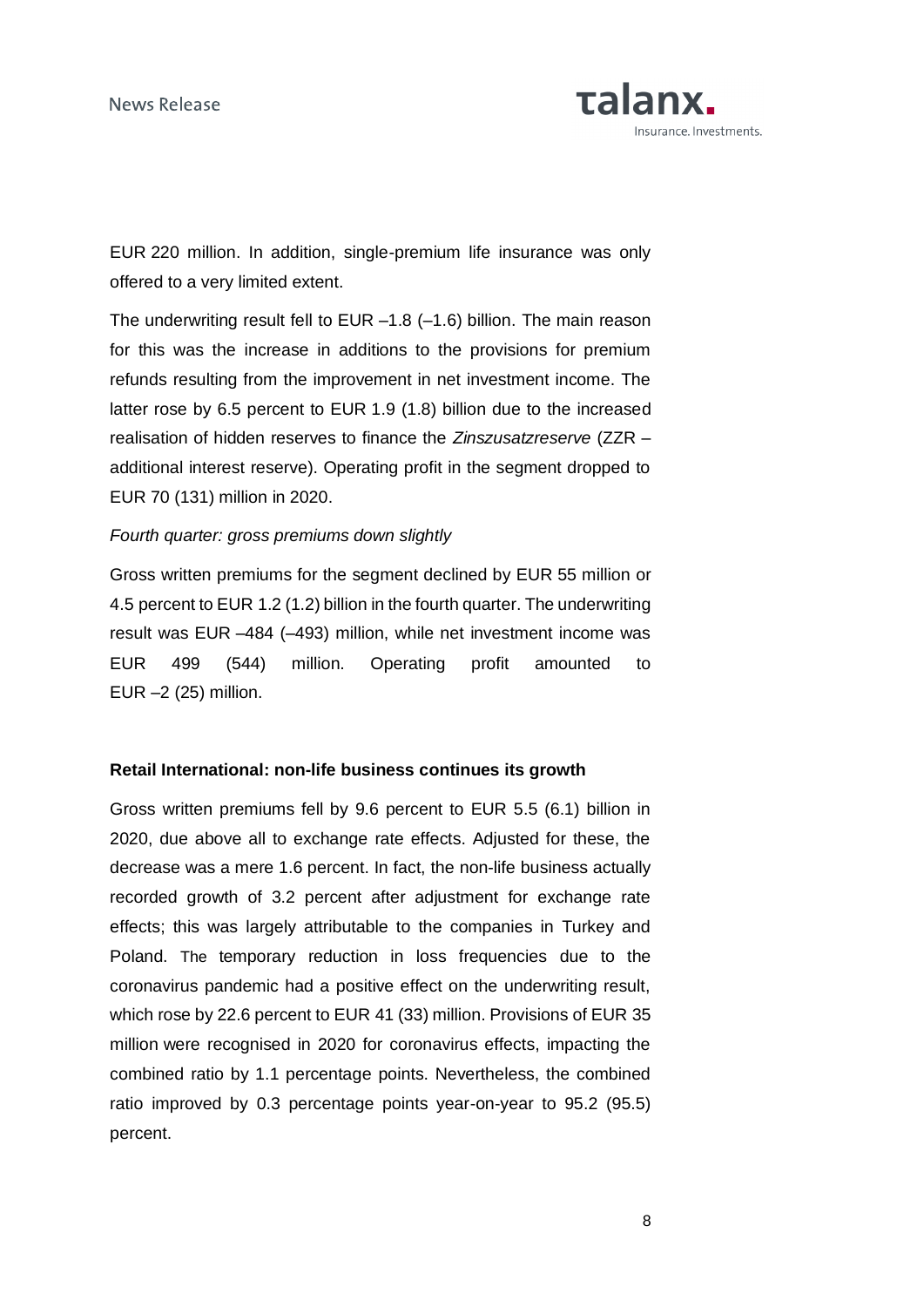EUR 220 million. In addition, single-premium life insurance was only offered to a very limited extent.

The underwriting result fell to EUR –1.8 (–1.6) billion. The main reason for this was the increase in additions to the provisions for premium refunds resulting from the improvement in net investment income. The latter rose by 6.5 percent to EUR 1.9 (1.8) billion due to the increased realisation of hidden reserves to finance the *Zinszusatzreserve* (ZZR – additional interest reserve). Operating profit in the segment dropped to EUR 70 (131) million in 2020.

*Fourth quarter: gross premiums down slightly*

Gross written premiums for the segment declined by EUR 55 million or 4.5 percent to EUR 1.2 (1.2) billion in the fourth quarter. The underwriting result was EUR –484 (–493) million, while net investment income was EUR 499 (544) million. Operating profit amounted to EUR –2 (25) million.

**Retail International: non-life business continues its growth**

Gross written premiums fell by 9.6 percent to EUR 5.5 (6.1) billion in 2020, due above all to exchange rate effects. Adjusted for these, the decrease was a mere 1.6 percent. In fact, the non-life business actually recorded growth of 3.2 percent after adjustment for exchange rate effects; this was largely attributable to the companies in Turkey and Poland. The temporary reduction in loss frequencies due to the coronavirus pandemic had a positive effect on the underwriting result, which rose by 22.6 percent to EUR 41 (33) million. Provisions of EUR 35 million were recognised in 2020 for coronavirus effects, impacting the combined ratio by 1.1 percentage points. Nevertheless, the combined ratio improved by 0.3 percentage points year-on-year to 95.2 (95.5) percent.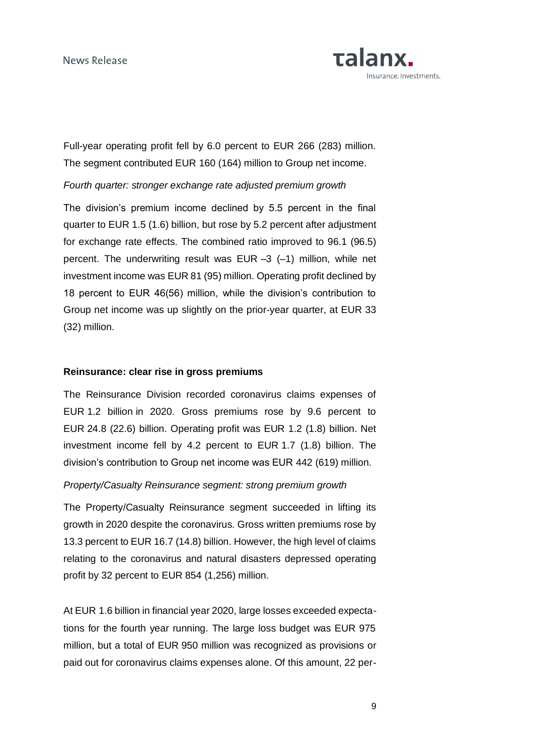Full-year operating profit fell by 6.0 percent to EUR 266 (283) million. The segment contributed EUR 160 (164) million to Group net income.

*Fourth quarter: stronger exchange rate adjusted premium growth*

The division's premium income declined by 5.5 percent in the final quarter to EUR 1.5 (1.6) billion, but rose by 5.2 percent after adjustment for exchange rate effects. The combined ratio improved to 96.1 (96.5) percent. The underwriting result was EUR –3 (–1) million, while net investment income was EUR 81 (95) million. Operating profit declined by 18 percent to EUR 46(56) million, while the division's contribution to Group net income was up slightly on the prior-year quarter, at EUR 33 (32) million.

**Reinsurance: clear rise in gross premiums**

The Reinsurance Division recorded coronavirus claims expenses of EUR 1.2 billion in 2020. Gross premiums rose by 9.6 percent to EUR 24.8 (22.6) billion. Operating profit was EUR 1.2 (1.8) billion. Net investment income fell by 4.2 percent to EUR 1.7 (1.8) billion. The division's contribution to Group net income was EUR 442 (619) million.

*Property/Casualty Reinsurance segment: strong premium growth*

The Property/Casualty Reinsurance segment succeeded in lifting its growth in 2020 despite the coronavirus. Gross written premiums rose by 13.3 percent to EUR 16.7 (14.8) billion. However, the high level of claims relating to the coronavirus and natural disasters depressed operating profit by 32 percent to EUR 854 (1,256) million.

At EUR 1.6 billion in financial year 2020, large losses exceeded expectations for the fourth year running. The large loss budget was EUR 975 million, but a total of EUR 950 million was recognized as provisions or paid out for coronavirus claims expenses alone. Of this amount, 22 per-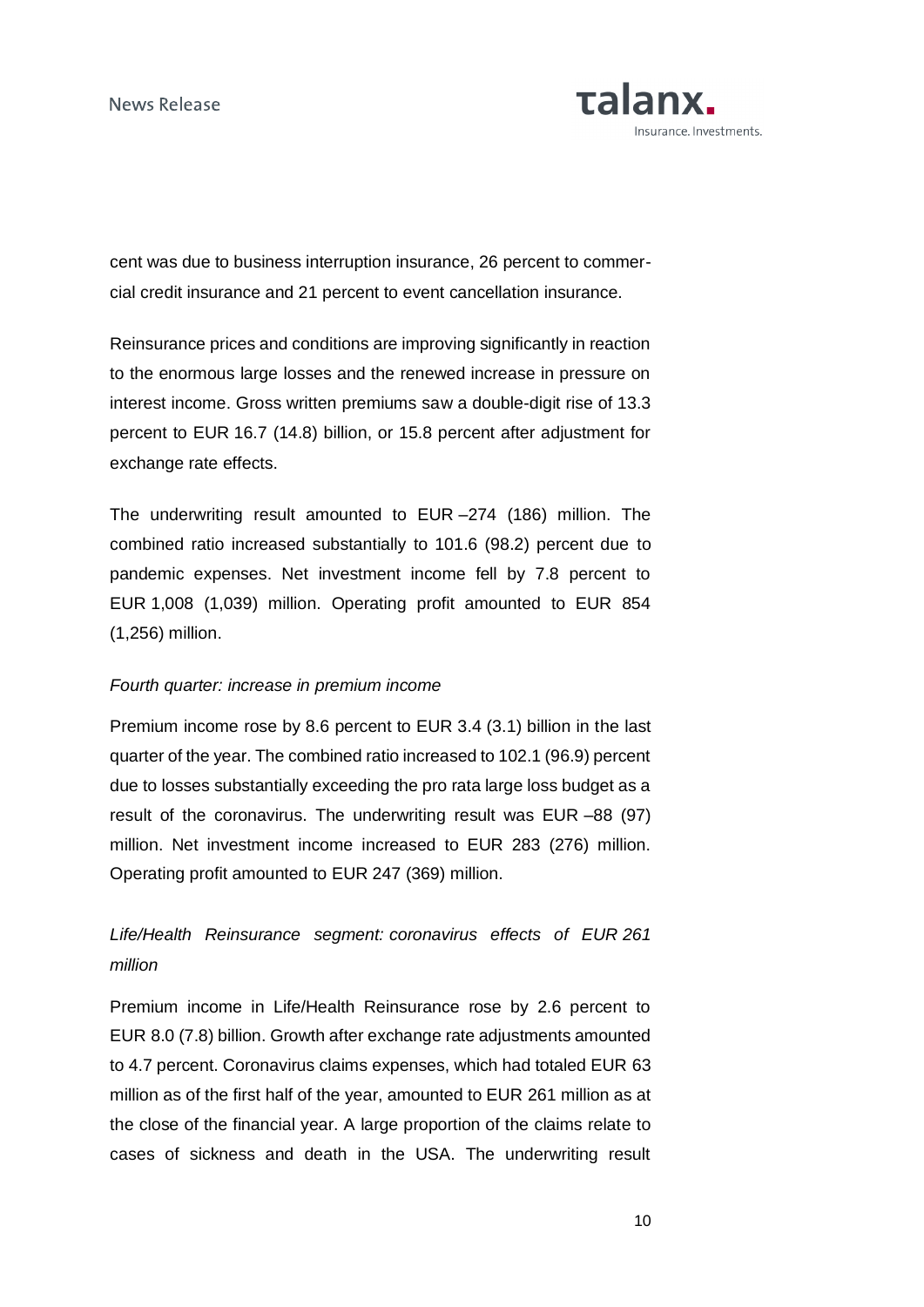cent was due to business interruption insurance, 26 percent to commercial credit insurance and 21 percent to event cancellation insurance.

Reinsurance prices and conditions are improving significantly in reaction to the enormous large losses and the renewed increase in pressure on interest income. Gross written premiums saw a double-digit rise of 13.3 percent to EUR 16.7 (14.8) billion, or 15.8 percent after adjustment for exchange rate effects.

The underwriting result amounted to EUR –274 (186) million. The combined ratio increased substantially to 101.6 (98.2) percent due to pandemic expenses. Net investment income fell by 7.8 percent to EUR 1,008 (1,039) million. Operating profit amounted to EUR 854 (1,256) million.

*Fourth quarter: increase in premium income*

Premium income rose by 8.6 percent to EUR 3.4 (3.1) billion in the last quarter of the year. The combined ratio increased to 102.1 (96.9) percent due to losses substantially exceeding the pro rata large loss budget as a result of the coronavirus. The underwriting result was EUR –88 (97) million. Net investment income increased to EUR 283 (276) million. Operating profit amounted to EUR 247 (369) million.

*Life/Health Reinsurance segment: coronavirus effects of EUR 261 million*

Premium income in Life/Health Reinsurance rose by 2.6 percent to EUR 8.0 (7.8) billion. Growth after exchange rate adjustments amounted to 4.7 percent. Coronavirus claims expenses, which had totaled EUR 63 million as of the first half of the year, amounted to EUR 261 million as at the close of the financial year. A large proportion of the claims relate to cases of sickness and death in the USA. The underwriting result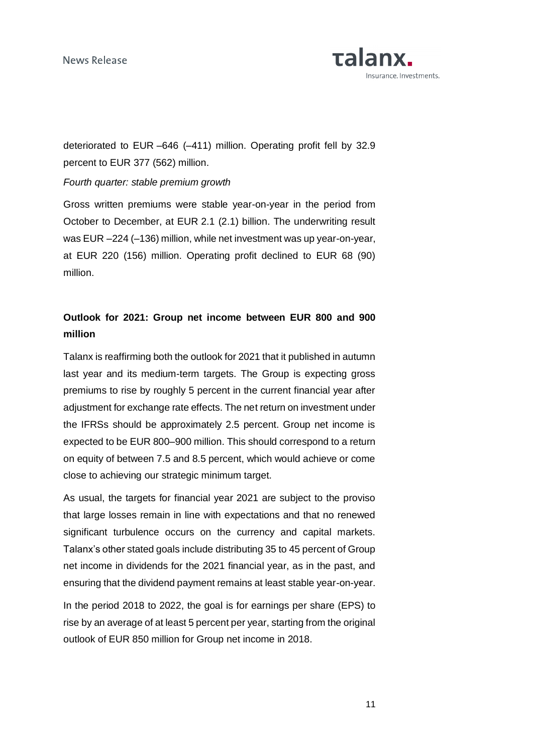deteriorated to EUR –646 (–411) million. Operating profit fell by 32.9 percent to EUR 377 (562) million.

*Fourth quarter: stable premium growth*

Gross written premiums were stable year-on-year in the period from October to December, at EUR 2.1 (2.1) billion. The underwriting result was EUR –224 (–136) million, while net investment was up year-on-year, at EUR 220 (156) million. Operating profit declined to EUR 68 (90) million.

## Outlook for 2021: Group net income between EUR 800 and 900 million

Talanx is reaffirming both the outlook for 2021 that it published in autumn last year and its medium-term targets. The Group is expecting gross premiums to rise by roughly 5 percent in the current financial year after adjustment for exchange rate effects. The net return on investment under the IFRSs should be approximately 2.5 percent. Group net income is expected to be EUR 800–900 million. This should correspond to a return on equity of between 7.5 and 8.5 percent, which would achieve or come close to achieving our strategic minimum target.

As usual, the targets for financial year 2021 are subject to the proviso that large losses remain in line with expectations and that no renewed significant turbulence occurs on the currency and capital markets. Talanx's other stated goals include distributing 35 to 45 percent of Group net income in dividends for the 2021 financial year, as in the past, and ensuring that the dividend payment remains at least stable year-on-year.

In the period 2018 to 2022, the goal is for earnings per share (EPS) to rise by an average of at least 5 percent per year, starting from the original outlook of EUR 850 million for Group net income in 2018.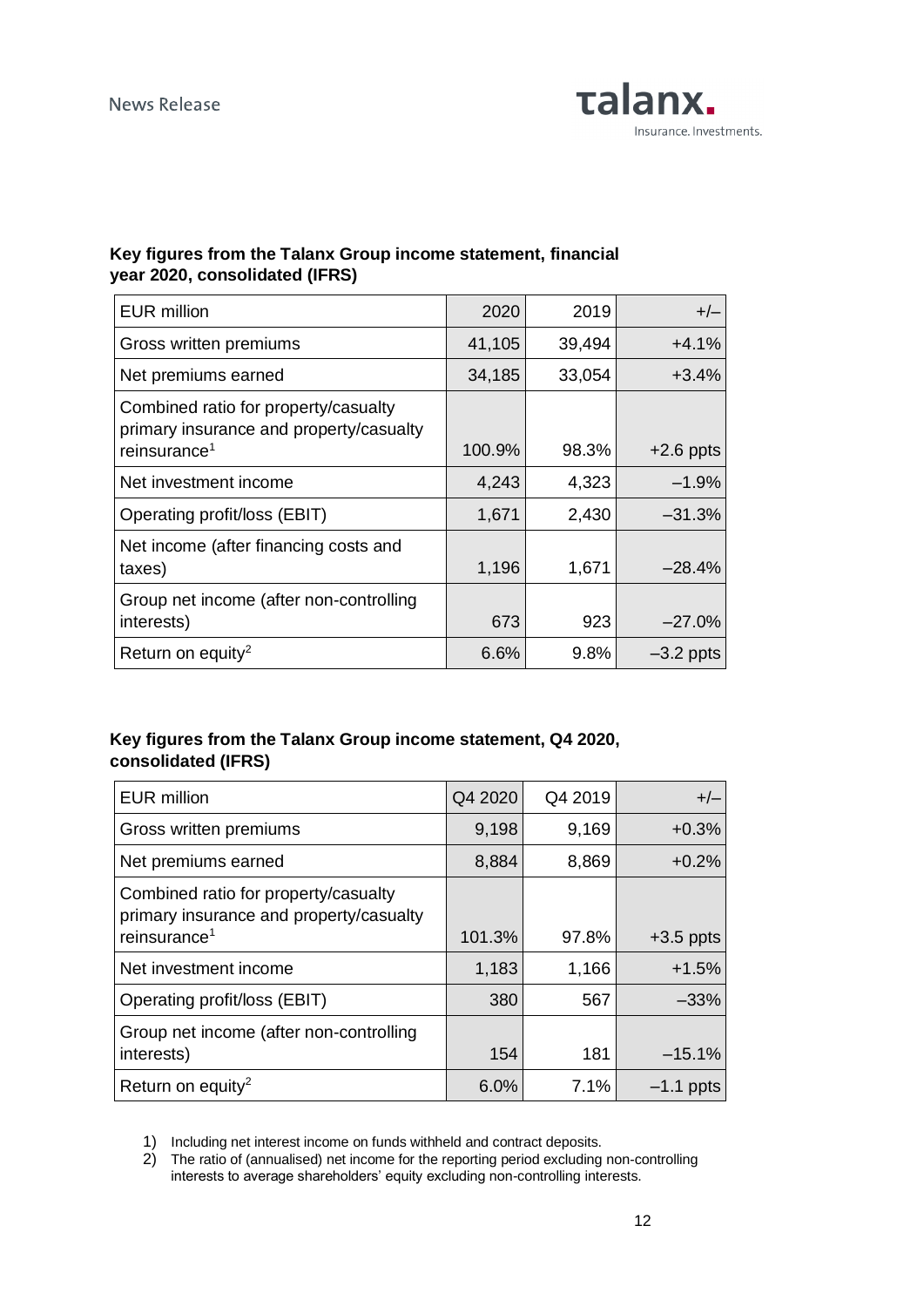**Key figures from the Talanx Group income statement, financial year 2020, consolidated (IFRS)**

| EUR million | 2020 | 2019 | +/– |
|---|---|---|---|
| Gross written premiums | 41,105 | 39,494 | +4.1% |
| Net premiums earned | 34,185 | 33,054 | +3.4% |
| Combined ratio for property/casualty primary insurance and property/casualty reinsurance[1] | 100.9% | 98.3% | +2.6 ppts |
| Net investment income | 4,243 | 4,323 | –1.9% |
| Operating profit/loss (EBIT) | 1,671 | 2,430 | –31.3% |
| Net income (after financing costs and taxes) | 1,196 | 1,671 | –28.4% |
| Group net income (after non-controlling interests) | 673 | 923 | –27.0% |
| Return on equity[2] | 6.6% | 9.8% | –3.2 ppts |

**Key figures from the Talanx Group income statement, Q4 2020, consolidated (IFRS)**

| EUR million | Q4 2020 | Q4 2019 | +/– |
|---|---|---|---|
| Gross written premiums | 9,198 | 9,169 | +0.3% |
| Net premiums earned | 8,884 | 8,869 | +0.2% |
| Combined ratio for property/casualty primary insurance and property/casualty reinsurance[1] | 101.3% | 97.8% | +3.5 ppts |
| Net investment income | 1,183 | 1,166 | +1.5% |
| Operating profit/loss (EBIT) | 380 | 567 | –33% |
| Group net income (after non-controlling interests) | 154 | 181 | –15.1% |
| Return on equity[2] | 6.0% | 7.1% | –1.1 ppts |

1) Including net interest income on funds withheld and contract deposits.
2) The ratio of (annualised) net income for the reporting period excluding non-controlling interests to average shareholders' equity excluding non-controlling interests.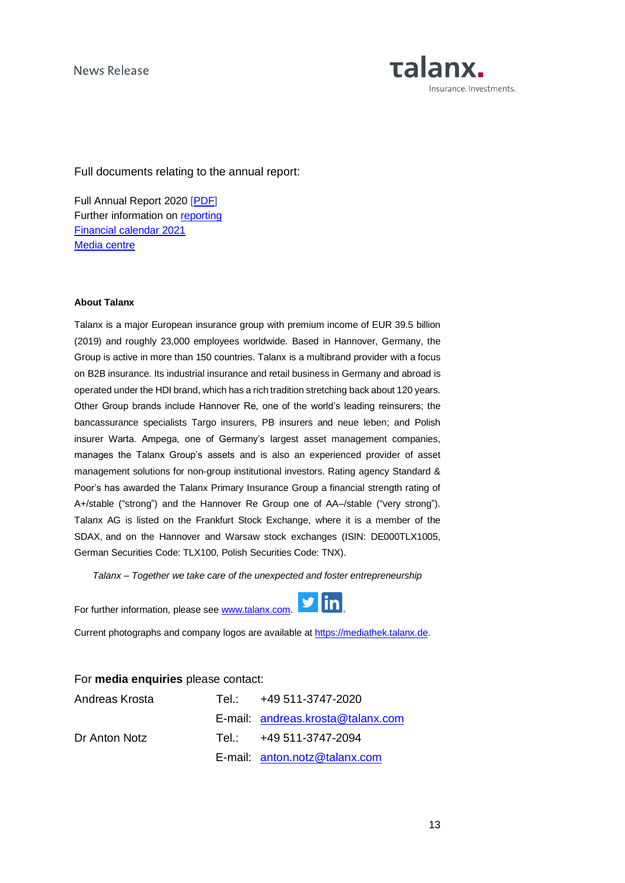Full documents relating to the annual report:

Full Annual Report 2020 [PDF]
Further information on reporting
Financial calendar 2021
Media centre

**About Talanx**

Talanx is a major European insurance group with premium income of EUR 39.5 billion (2019) and roughly 23,000 employees worldwide. Based in Hannover, Germany, the Group is active in more than 150 countries. Talanx is a multibrand provider with a focus on B2B insurance. Its industrial insurance and retail business in Germany and abroad is operated under the HDI brand, which has a rich tradition stretching back about 120 years. Other Group brands include Hannover Re, one of the world's leading reinsurers; the bancassurance specialists Targo insurers, PB insurers and neue leben; and Polish insurer Warta. Ampega, one of Germany's largest asset management companies, manages the Talanx Group's assets and is also an experienced provider of asset management solutions for non-group institutional investors. Rating agency Standard & Poor's has awarded the Talanx Primary Insurance Group a financial strength rating of A+/stable ("strong") and the Hannover Re Group one of AA–/stable ("very strong"). Talanx AG is listed on the Frankfurt Stock Exchange, where it is a member of the SDAX, and on the Hannover and Warsaw stock exchanges (ISIN: DE000TLX1005, German Securities Code: TLX100, Polish Securities Code: TNX).

*Talanx – Together we take care of the unexpected and foster entrepreneurship*

For further information, please see www.talanx.com.

Current photographs and company logos are available at https://mediathek.talanx.de.

For **media enquiries** please contact:

| | | |
|---|---|---|
| Andreas Krosta | Tel.: | +49 511-3747-2020 |
| | E-mail: | andreas.krosta@talanx.com |
| Dr Anton Notz | Tel.: | +49 511-3747-2094 |
| | E-mail: | anton.notz@talanx.com |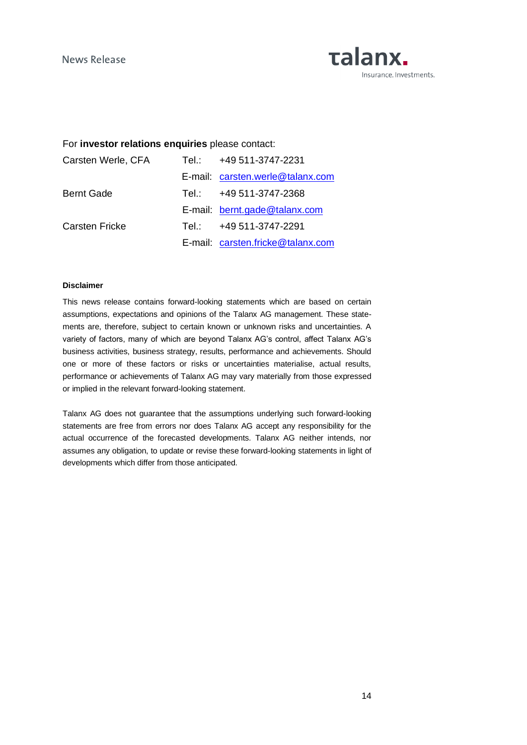For **investor relations enquiries** please contact:

| | | |
|---|---|---|
| Carsten Werle, CFA | Tel.: | +49 511-3747-2231 |
| | E-mail: | carsten.werle@talanx.com |
| Bernt Gade | Tel.: | +49 511-3747-2368 |
| | E-mail: | bernt.gade@talanx.com |
| Carsten Fricke | Tel.: | +49 511-3747-2291 |
| | E-mail: | carsten.fricke@talanx.com |

**Disclaimer**

This news release contains forward-looking statements which are based on certain assumptions, expectations and opinions of the Talanx AG management. These statements are, therefore, subject to certain known or unknown risks and uncertainties. A variety of factors, many of which are beyond Talanx AG's control, affect Talanx AG's business activities, business strategy, results, performance and achievements. Should one or more of these factors or risks or uncertainties materialise, actual results, performance or achievements of Talanx AG may vary materially from those expressed or implied in the relevant forward-looking statement.

Talanx AG does not guarantee that the assumptions underlying such forward-looking statements are free from errors nor does Talanx AG accept any responsibility for the actual occurrence of the forecasted developments. Talanx AG neither intends, nor assumes any obligation, to update or revise these forward-looking statements in light of developments which differ from those anticipated.